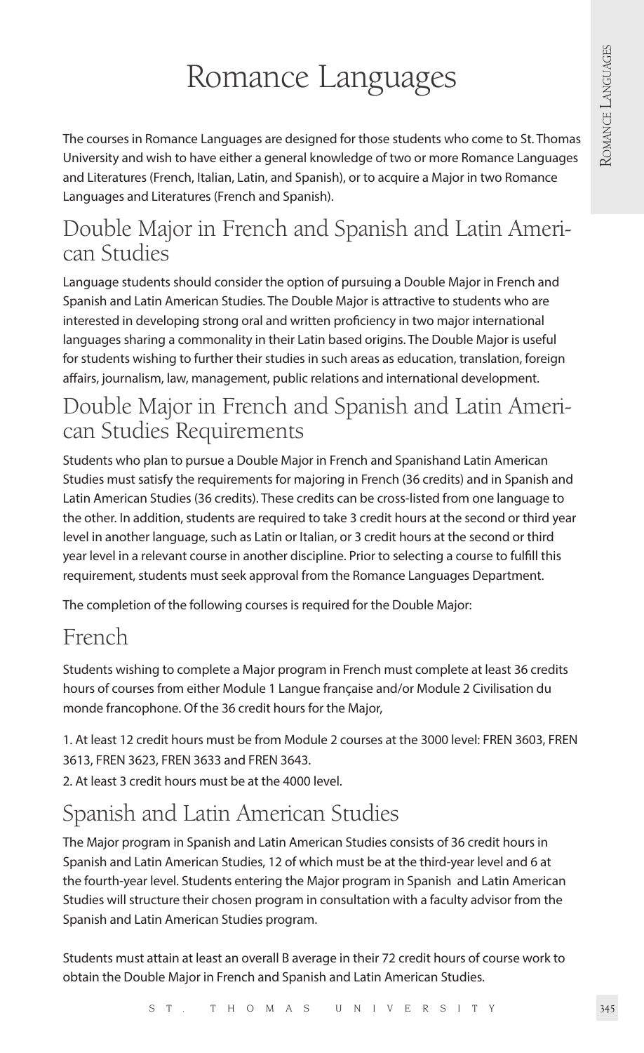# Romance Languages

The courses in Romance Languages are designed for those students who come to St. Thomas University and wish to have either a general knowledge of two or more Romance Languages and Literatures (French, Italian, Latin, and Spanish), or to acquire a Major in two Romance Languages and Literatures (French and Spanish).

## Double Major in French and Spanish and Latin American Studies

Language students should consider the option of pursuing a Double Major in French and Spanish and Latin American Studies. The Double Major is attractive to students who are interested in developing strong oral and written proficiency in two major international languages sharing a commonality in their Latin based origins. The Double Major is useful for students wishing to further their studies in such areas as education, translation, foreign affairs, journalism, law, management, public relations and international development.

## Double Major in French and Spanish and Latin American Studies Requirements

Students who plan to pursue a Double Major in French and Spanishand Latin American Studies must satisfy the requirements for majoring in French (36 credits) and in Spanish and Latin American Studies (36 credits). These credits can be cross-listed from one language to the other. In addition, students are required to take 3 credit hours at the second or third year level in another language, such as Latin or Italian, or 3 credit hours at the second or third year level in a relevant course in another discipline. Prior to selecting a course to fulfill this requirement, students must seek approval from the Romance Languages Department.

The completion of the following courses is required for the Double Major:

## French

Students wishing to complete a Major program in French must complete at least 36 credits hours of courses from either Module 1 Langue française and/or Module 2 Civilisation du monde francophone. Of the 36 credit hours for the Major,

1. At least 12 credit hours must be from Module 2 courses at the 3000 level: FREN 3603, FREN 3613, FREN 3623, FREN 3633 and FREN 3643.
2. At least 3 credit hours must be at the 4000 level.

## Spanish and Latin American Studies

The Major program in Spanish and Latin American Studies consists of 36 credit hours in Spanish and Latin American Studies, 12 of which must be at the third-year level and 6 at the fourth-year level. Students entering the Major program in Spanish and Latin American Studies will structure their chosen program in consultation with a faculty advisor from the Spanish and Latin American Studies program.

Students must attain at least an overall B average in their 72 credit hours of course work to obtain the Double Major in French and Spanish and Latin American Studies.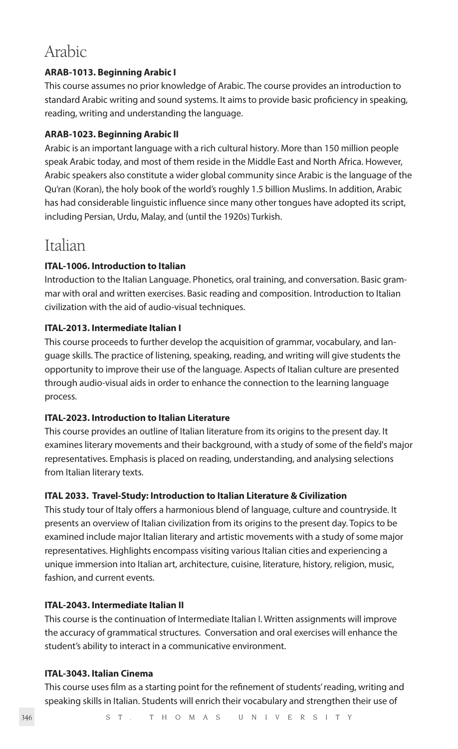# Arabic

**ARAB-1013. Beginning Arabic I**

This course assumes no prior knowledge of Arabic. The course provides an introduction to standard Arabic writing and sound systems. It aims to provide basic proficiency in speaking, reading, writing and understanding the language.

**ARAB-1023. Beginning Arabic II**

Arabic is an important language with a rich cultural history. More than 150 million people speak Arabic today, and most of them reside in the Middle East and North Africa. However, Arabic speakers also constitute a wider global community since Arabic is the language of the Qu'ran (Koran), the holy book of the world's roughly 1.5 billion Muslims. In addition, Arabic has had considerable linguistic influence since many other tongues have adopted its script, including Persian, Urdu, Malay, and (until the 1920s) Turkish.

# Italian

**ITAL-1006. Introduction to Italian**

Introduction to the Italian Language. Phonetics, oral training, and conversation. Basic grammar with oral and written exercises. Basic reading and composition. Introduction to Italian civilization with the aid of audio-visual techniques.

**ITAL-2013. Intermediate Italian I**

This course proceeds to further develop the acquisition of grammar, vocabulary, and language skills. The practice of listening, speaking, reading, and writing will give students the opportunity to improve their use of the language. Aspects of Italian culture are presented through audio-visual aids in order to enhance the connection to the learning language process.

**ITAL-2023. Introduction to Italian Literature**

This course provides an outline of Italian literature from its origins to the present day. It examines literary movements and their background, with a study of some of the field's major representatives. Emphasis is placed on reading, understanding, and analysing selections from Italian literary texts.

**ITAL 2033. Travel-Study: Introduction to Italian Literature & Civilization**

This study tour of Italy offers a harmonious blend of language, culture and countryside. It presents an overview of Italian civilization from its origins to the present day. Topics to be examined include major Italian literary and artistic movements with a study of some major representatives. Highlights encompass visiting various Italian cities and experiencing a unique immersion into Italian art, architecture, cuisine, literature, history, religion, music, fashion, and current events.

**ITAL-2043. Intermediate Italian II**

This course is the continuation of Intermediate Italian I. Written assignments will improve the accuracy of grammatical structures. Conversation and oral exercises will enhance the student's ability to interact in a communicative environment.

**ITAL-3043. Italian Cinema**

This course uses film as a starting point for the refinement of students' reading, writing and speaking skills in Italian. Students will enrich their vocabulary and strengthen their use of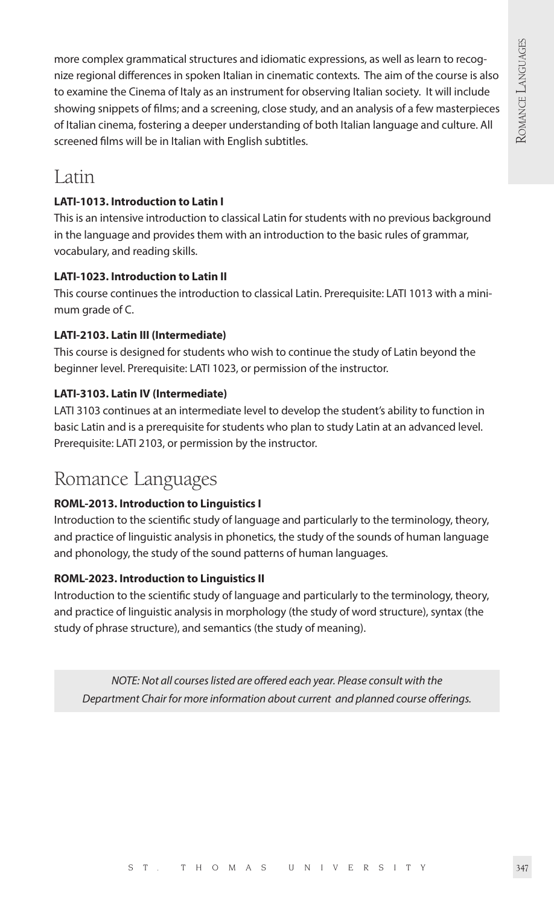more complex grammatical structures and idiomatic expressions, as well as learn to recognize regional differences in spoken Italian in cinematic contexts. The aim of the course is also to examine the Cinema of Italy as an instrument for observing Italian society. It will include showing snippets of films; and a screening, close study, and an analysis of a few masterpieces of Italian cinema, fostering a deeper understanding of both Italian language and culture. All screened films will be in Italian with English subtitles.

## Latin

**LATI-1013. Introduction to Latin I**

This is an intensive introduction to classical Latin for students with no previous background in the language and provides them with an introduction to the basic rules of grammar, vocabulary, and reading skills.

**LATI-1023. Introduction to Latin II**

This course continues the introduction to classical Latin. Prerequisite: LATI 1013 with a minimum grade of C.

**LATI-2103. Latin III (Intermediate)**

This course is designed for students who wish to continue the study of Latin beyond the beginner level. Prerequisite: LATI 1023, or permission of the instructor.

**LATI-3103. Latin IV (Intermediate)**

LATI 3103 continues at an intermediate level to develop the student's ability to function in basic Latin and is a prerequisite for students who plan to study Latin at an advanced level. Prerequisite: LATI 2103, or permission by the instructor.

## Romance Languages

**ROML-2013. Introduction to Linguistics I**

Introduction to the scientific study of language and particularly to the terminology, theory, and practice of linguistic analysis in phonetics, the study of the sounds of human language and phonology, the study of the sound patterns of human languages.

**ROML-2023. Introduction to Linguistics II**

Introduction to the scientific study of language and particularly to the terminology, theory, and practice of linguistic analysis in morphology (the study of word structure), syntax (the study of phrase structure), and semantics (the study of meaning).

*NOTE: Not all courses listed are offered each year. Please consult with the Department Chair for more information about current and planned course offerings.*